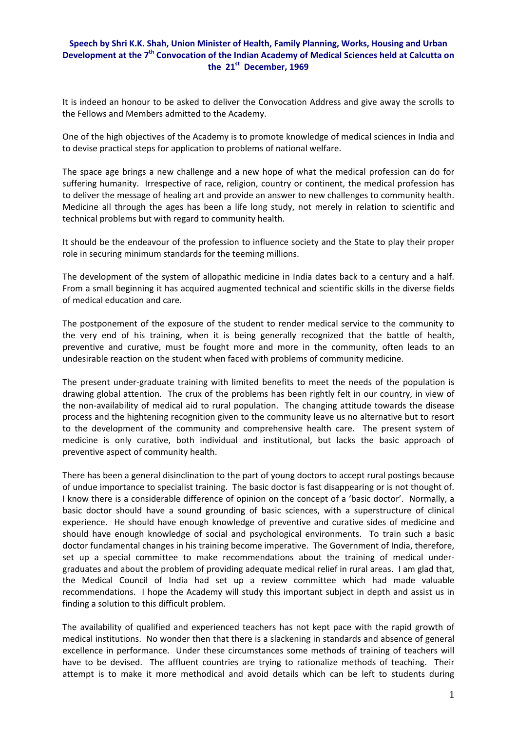**Speech by Shri K.K. Shah, Union Minister of Health, Family Planning, Works, Housing and Urban Development at the 7th Convocation of the Indian Academy of Medical Sciences held at Calcutta on the 21st December, 1969**

It is indeed an honour to be asked to deliver the Convocation Address and give away the scrolls to the Fellows and Members admitted to the Academy.

One of the high objectives of the Academy is to promote knowledge of medical sciences in India and to devise practical steps for application to problems of national welfare.

The space age brings a new challenge and a new hope of what the medical profession can do for suffering humanity. Irrespective of race, religion, country or continent, the medical profession has to deliver the message of healing art and provide an answer to new challenges to community health. Medicine all through the ages has been a life long study, not merely in relation to scientific and technical problems but with regard to community health.

It should be the endeavour of the profession to influence society and the State to play their proper role in securing minimum standards for the teeming millions.

The development of the system of allopathic medicine in India dates back to a century and a half. From a small beginning it has acquired augmented technical and scientific skills in the diverse fields of medical education and care.

The postponement of the exposure of the student to render medical service to the community to the very end of his training, when it is being generally recognized that the battle of health, preventive and curative, must be fought more and more in the community, often leads to an undesirable reaction on the student when faced with problems of community medicine.

The present under-graduate training with limited benefits to meet the needs of the population is drawing global attention. The crux of the problems has been rightly felt in our country, in view of the non-availability of medical aid to rural population. The changing attitude towards the disease process and the hightening recognition given to the community leave us no alternative but to resort to the development of the community and comprehensive health care. The present system of medicine is only curative, both individual and institutional, but lacks the basic approach of preventive aspect of community health.

There has been a general disinclination to the part of young doctors to accept rural postings because of undue importance to specialist training. The basic doctor is fast disappearing or is not thought of. I know there is a considerable difference of opinion on the concept of a 'basic doctor'. Normally, a basic doctor should have a sound grounding of basic sciences, with a superstructure of clinical experience. He should have enough knowledge of preventive and curative sides of medicine and should have enough knowledge of social and psychological environments. To train such a basic doctor fundamental changes in his training become imperative. The Government of India, therefore, set up a special committee to make recommendations about the training of medical under-graduates and about the problem of providing adequate medical relief in rural areas. I am glad that, the Medical Council of India had set up a review committee which had made valuable recommendations. I hope the Academy will study this important subject in depth and assist us in finding a solution to this difficult problem.

The availability of qualified and experienced teachers has not kept pace with the rapid growth of medical institutions. No wonder then that there is a slackening in standards and absence of general excellence in performance. Under these circumstances some methods of training of teachers will have to be devised. The affluent countries are trying to rationalize methods of teaching. Their attempt is to make it more methodical and avoid details which can be left to students during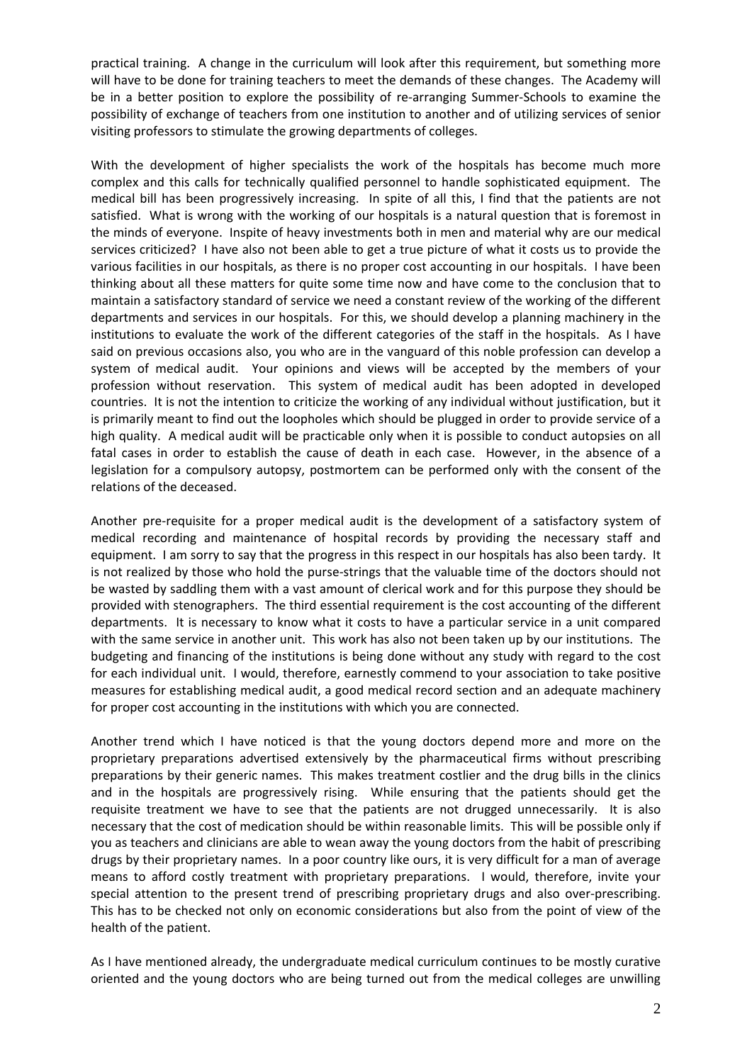practical training. A change in the curriculum will look after this requirement, but something more will have to be done for training teachers to meet the demands of these changes. The Academy will be in a better position to explore the possibility of re-arranging Summer-Schools to examine the possibility of exchange of teachers from one institution to another and of utilizing services of senior visiting professors to stimulate the growing departments of colleges.

With the development of higher specialists the work of the hospitals has become much more complex and this calls for technically qualified personnel to handle sophisticated equipment. The medical bill has been progressively increasing. In spite of all this, I find that the patients are not satisfied. What is wrong with the working of our hospitals is a natural question that is foremost in the minds of everyone. Inspite of heavy investments both in men and material why are our medical services criticized? I have also not been able to get a true picture of what it costs us to provide the various facilities in our hospitals, as there is no proper cost accounting in our hospitals. I have been thinking about all these matters for quite some time now and have come to the conclusion that to maintain a satisfactory standard of service we need a constant review of the working of the different departments and services in our hospitals. For this, we should develop a planning machinery in the institutions to evaluate the work of the different categories of the staff in the hospitals. As I have said on previous occasions also, you who are in the vanguard of this noble profession can develop a system of medical audit. Your opinions and views will be accepted by the members of your profession without reservation. This system of medical audit has been adopted in developed countries. It is not the intention to criticize the working of any individual without justification, but it is primarily meant to find out the loopholes which should be plugged in order to provide service of a high quality. A medical audit will be practicable only when it is possible to conduct autopsies on all fatal cases in order to establish the cause of death in each case. However, in the absence of a legislation for a compulsory autopsy, postmortem can be performed only with the consent of the relations of the deceased.

Another pre-requisite for a proper medical audit is the development of a satisfactory system of medical recording and maintenance of hospital records by providing the necessary staff and equipment. I am sorry to say that the progress in this respect in our hospitals has also been tardy. It is not realized by those who hold the purse-strings that the valuable time of the doctors should not be wasted by saddling them with a vast amount of clerical work and for this purpose they should be provided with stenographers. The third essential requirement is the cost accounting of the different departments. It is necessary to know what it costs to have a particular service in a unit compared with the same service in another unit. This work has also not been taken up by our institutions. The budgeting and financing of the institutions is being done without any study with regard to the cost for each individual unit. I would, therefore, earnestly commend to your association to take positive measures for establishing medical audit, a good medical record section and an adequate machinery for proper cost accounting in the institutions with which you are connected.

Another trend which I have noticed is that the young doctors depend more and more on the proprietary preparations advertised extensively by the pharmaceutical firms without prescribing preparations by their generic names. This makes treatment costlier and the drug bills in the clinics and in the hospitals are progressively rising. While ensuring that the patients should get the requisite treatment we have to see that the patients are not drugged unnecessarily. It is also necessary that the cost of medication should be within reasonable limits. This will be possible only if you as teachers and clinicians are able to wean away the young doctors from the habit of prescribing drugs by their proprietary names. In a poor country like ours, it is very difficult for a man of average means to afford costly treatment with proprietary preparations. I would, therefore, invite your special attention to the present trend of prescribing proprietary drugs and also over-prescribing. This has to be checked not only on economic considerations but also from the point of view of the health of the patient.

As I have mentioned already, the undergraduate medical curriculum continues to be mostly curative oriented and the young doctors who are being turned out from the medical colleges are unwilling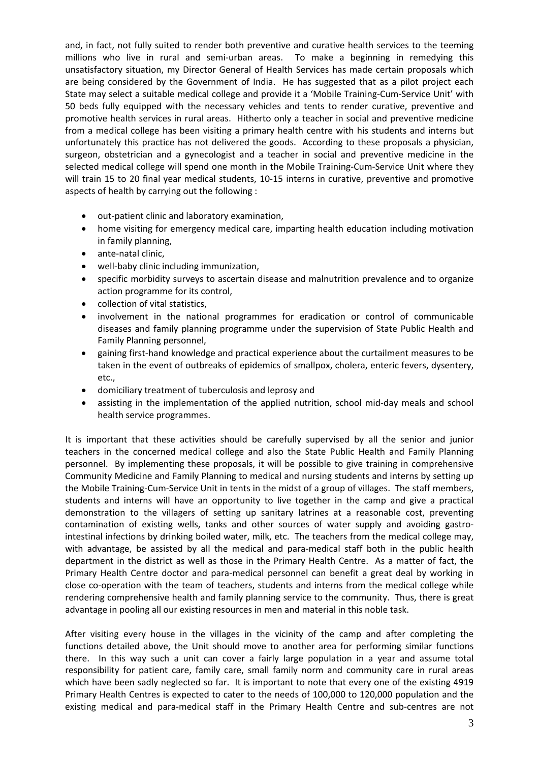and, in fact, not fully suited to render both preventive and curative health services to the teeming millions who live in rural and semi-urban areas. To make a beginning in remedying this unsatisfactory situation, my Director General of Health Services has made certain proposals which are being considered by the Government of India. He has suggested that as a pilot project each State may select a suitable medical college and provide it a 'Mobile Training-Cum-Service Unit' with 50 beds fully equipped with the necessary vehicles and tents to render curative, preventive and promotive health services in rural areas. Hitherto only a teacher in social and preventive medicine from a medical college has been visiting a primary health centre with his students and interns but unfortunately this practice has not delivered the goods. According to these proposals a physician, surgeon, obstetrician and a gynecologist and a teacher in social and preventive medicine in the selected medical college will spend one month in the Mobile Training-Cum-Service Unit where they will train 15 to 20 final year medical students, 10-15 interns in curative, preventive and promotive aspects of health by carrying out the following :

- out-patient clinic and laboratory examination,
- home visiting for emergency medical care, imparting health education including motivation in family planning,
- ante-natal clinic,
- well-baby clinic including immunization,
- specific morbidity surveys to ascertain disease and malnutrition prevalence and to organize action programme for its control,
- collection of vital statistics,
- involvement in the national programmes for eradication or control of communicable diseases and family planning programme under the supervision of State Public Health and Family Planning personnel,
- gaining first-hand knowledge and practical experience about the curtailment measures to be taken in the event of outbreaks of epidemics of smallpox, cholera, enteric fevers, dysentery, etc.,
- domiciliary treatment of tuberculosis and leprosy and
- assisting in the implementation of the applied nutrition, school mid-day meals and school health service programmes.

It is important that these activities should be carefully supervised by all the senior and junior teachers in the concerned medical college and also the State Public Health and Family Planning personnel. By implementing these proposals, it will be possible to give training in comprehensive Community Medicine and Family Planning to medical and nursing students and interns by setting up the Mobile Training-Cum-Service Unit in tents in the midst of a group of villages. The staff members, students and interns will have an opportunity to live together in the camp and give a practical demonstration to the villagers of setting up sanitary latrines at a reasonable cost, preventing contamination of existing wells, tanks and other sources of water supply and avoiding gastro-intestinal infections by drinking boiled water, milk, etc. The teachers from the medical college may, with advantage, be assisted by all the medical and para-medical staff both in the public health department in the district as well as those in the Primary Health Centre. As a matter of fact, the Primary Health Centre doctor and para-medical personnel can benefit a great deal by working in close co-operation with the team of teachers, students and interns from the medical college while rendering comprehensive health and family planning service to the community. Thus, there is great advantage in pooling all our existing resources in men and material in this noble task.

After visiting every house in the villages in the vicinity of the camp and after completing the functions detailed above, the Unit should move to another area for performing similar functions there. In this way such a unit can cover a fairly large population in a year and assume total responsibility for patient care, family care, small family norm and community care in rural areas which have been sadly neglected so far. It is important to note that every one of the existing 4919 Primary Health Centres is expected to cater to the needs of 100,000 to 120,000 population and the existing medical and para-medical staff in the Primary Health Centre and sub-centres are not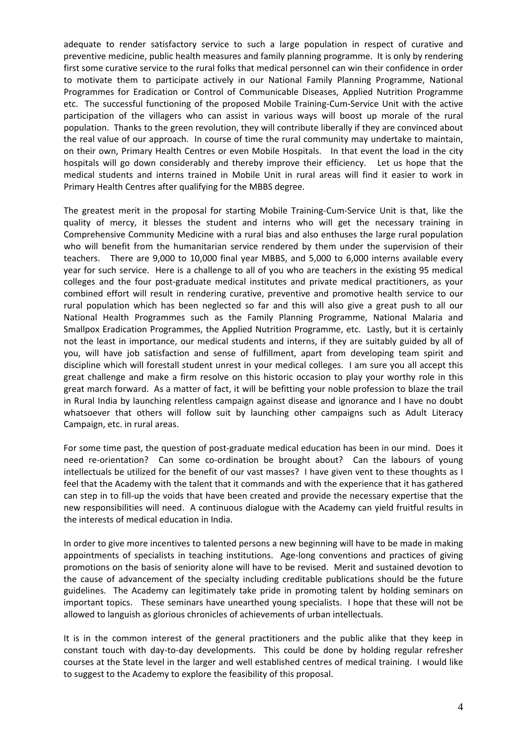adequate to render satisfactory service to such a large population in respect of curative and preventive medicine, public health measures and family planning programme. It is only by rendering first some curative service to the rural folks that medical personnel can win their confidence in order to motivate them to participate actively in our National Family Planning Programme, National Programmes for Eradication or Control of Communicable Diseases, Applied Nutrition Programme etc. The successful functioning of the proposed Mobile Training-Cum-Service Unit with the active participation of the villagers who can assist in various ways will boost up morale of the rural population. Thanks to the green revolution, they will contribute liberally if they are convinced about the real value of our approach. In course of time the rural community may undertake to maintain, on their own, Primary Health Centres or even Mobile Hospitals. In that event the load in the city hospitals will go down considerably and thereby improve their efficiency. Let us hope that the medical students and interns trained in Mobile Unit in rural areas will find it easier to work in Primary Health Centres after qualifying for the MBBS degree.

The greatest merit in the proposal for starting Mobile Training-Cum-Service Unit is that, like the quality of mercy, it blesses the student and interns who will get the necessary training in Comprehensive Community Medicine with a rural bias and also enthuses the large rural population who will benefit from the humanitarian service rendered by them under the supervision of their teachers. There are 9,000 to 10,000 final year MBBS, and 5,000 to 6,000 interns available every year for such service. Here is a challenge to all of you who are teachers in the existing 95 medical colleges and the four post-graduate medical institutes and private medical practitioners, as your combined effort will result in rendering curative, preventive and promotive health service to our rural population which has been neglected so far and this will also give a great push to all our National Health Programmes such as the Family Planning Programme, National Malaria and Smallpox Eradication Programmes, the Applied Nutrition Programme, etc. Lastly, but it is certainly not the least in importance, our medical students and interns, if they are suitably guided by all of you, will have job satisfaction and sense of fulfillment, apart from developing team spirit and discipline which will forestall student unrest in your medical colleges. I am sure you all accept this great challenge and make a firm resolve on this historic occasion to play your worthy role in this great march forward. As a matter of fact, it will be befitting your noble profession to blaze the trail in Rural India by launching relentless campaign against disease and ignorance and I have no doubt whatsoever that others will follow suit by launching other campaigns such as Adult Literacy Campaign, etc. in rural areas.

For some time past, the question of post-graduate medical education has been in our mind. Does it need re-orientation? Can some co-ordination be brought about? Can the labours of young intellectuals be utilized for the benefit of our vast masses? I have given vent to these thoughts as I feel that the Academy with the talent that it commands and with the experience that it has gathered can step in to fill-up the voids that have been created and provide the necessary expertise that the new responsibilities will need. A continuous dialogue with the Academy can yield fruitful results in the interests of medical education in India.

In order to give more incentives to talented persons a new beginning will have to be made in making appointments of specialists in teaching institutions. Age-long conventions and practices of giving promotions on the basis of seniority alone will have to be revised. Merit and sustained devotion to the cause of advancement of the specialty including creditable publications should be the future guidelines. The Academy can legitimately take pride in promoting talent by holding seminars on important topics. These seminars have unearthed young specialists. I hope that these will not be allowed to languish as glorious chronicles of achievements of urban intellectuals.

It is in the common interest of the general practitioners and the public alike that they keep in constant touch with day-to-day developments. This could be done by holding regular refresher courses at the State level in the larger and well established centres of medical training. I would like to suggest to the Academy to explore the feasibility of this proposal.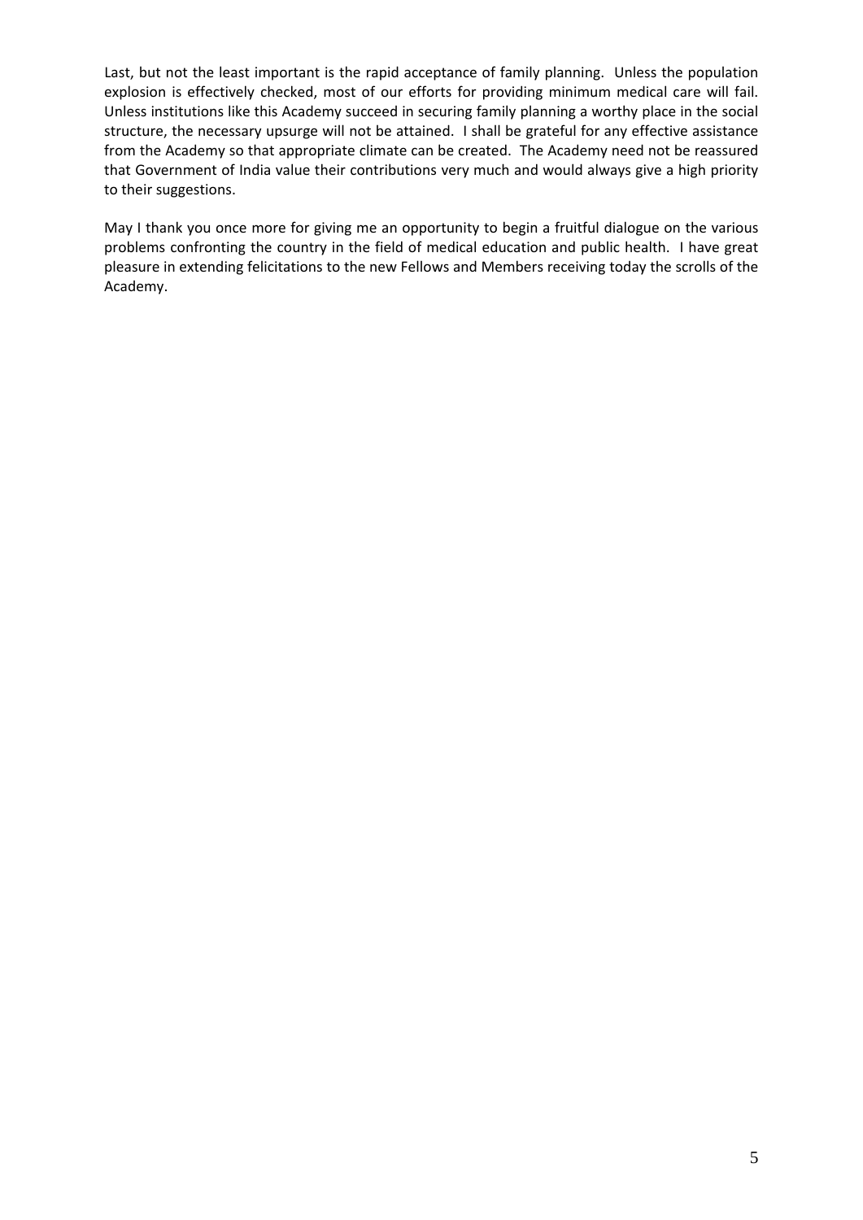Last, but not the least important is the rapid acceptance of family planning. Unless the population explosion is effectively checked, most of our efforts for providing minimum medical care will fail. Unless institutions like this Academy succeed in securing family planning a worthy place in the social structure, the necessary upsurge will not be attained. I shall be grateful for any effective assistance from the Academy so that appropriate climate can be created. The Academy need not be reassured that Government of India value their contributions very much and would always give a high priority to their suggestions.

May I thank you once more for giving me an opportunity to begin a fruitful dialogue on the various problems confronting the country in the field of medical education and public health. I have great pleasure in extending felicitations to the new Fellows and Members receiving today the scrolls of the Academy.